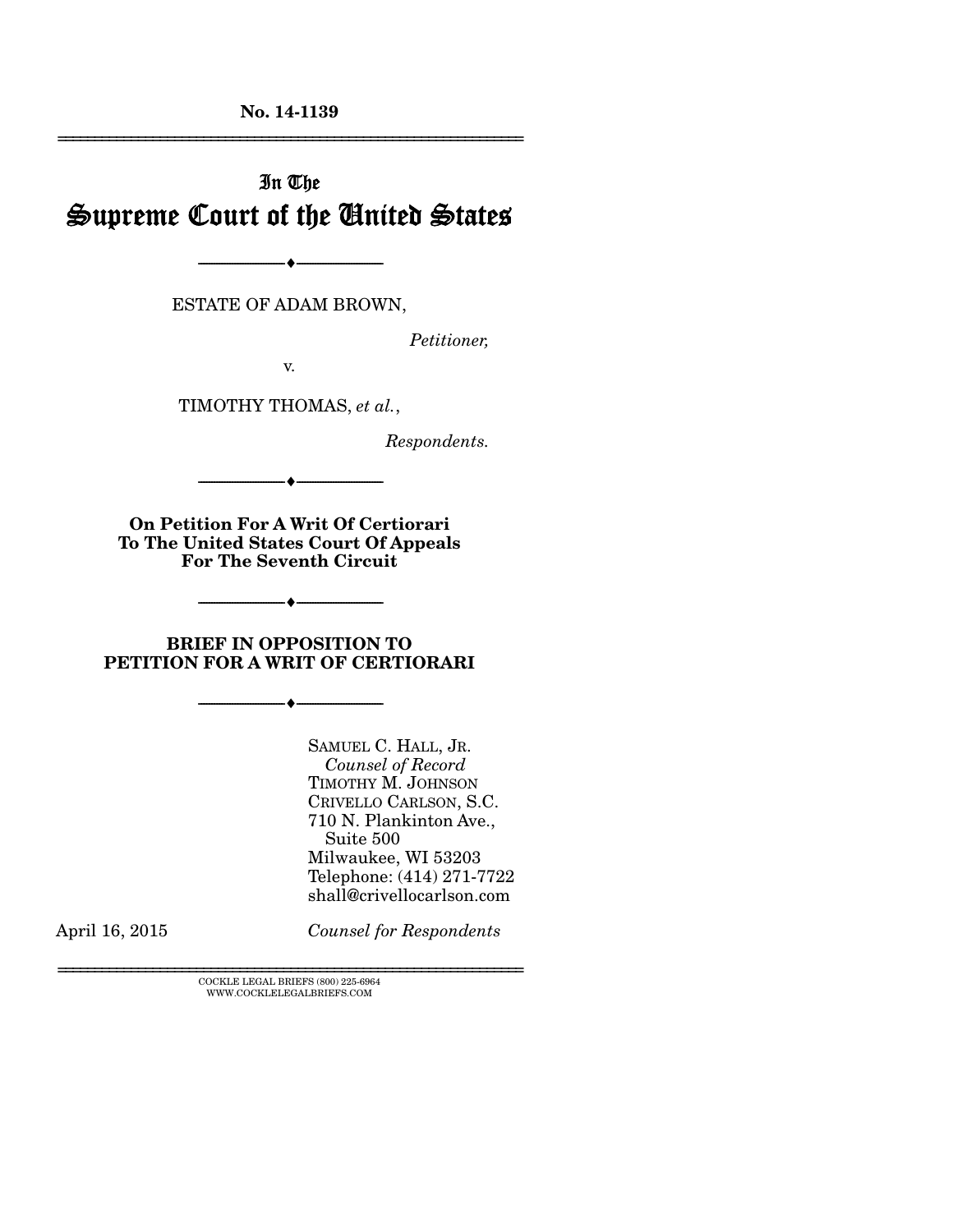No. 14-1139

---

In The

# Supreme Court of the United States

---

ESTATE OF ADAM BROWN,

*Petitioner,*

v.

TIMOTHY THOMAS, *et al.*,

*Respondents.*

---

**On Petition For A Writ Of Certiorari To The United States Court Of Appeals For The Seventh Circuit**

---

**BRIEF IN OPPOSITION TO PETITION FOR A WRIT OF CERTIORARI**

---

SAMUEL C. HALL, JR.
*Counsel of Record*
TIMOTHY M. JOHNSON
CRIVELLO CARLSON, S.C.
710 N. Plankinton Ave.,
Suite 500
Milwaukee, WI 53203
Telephone: (414) 271-7722
shall@crivellocarlson.com

April 16, 2015

*Counsel for Respondents*

---

COCKLE LEGAL BRIEFS (800) 225-6964
WWW.COCKLELEGALBRIEFS.COM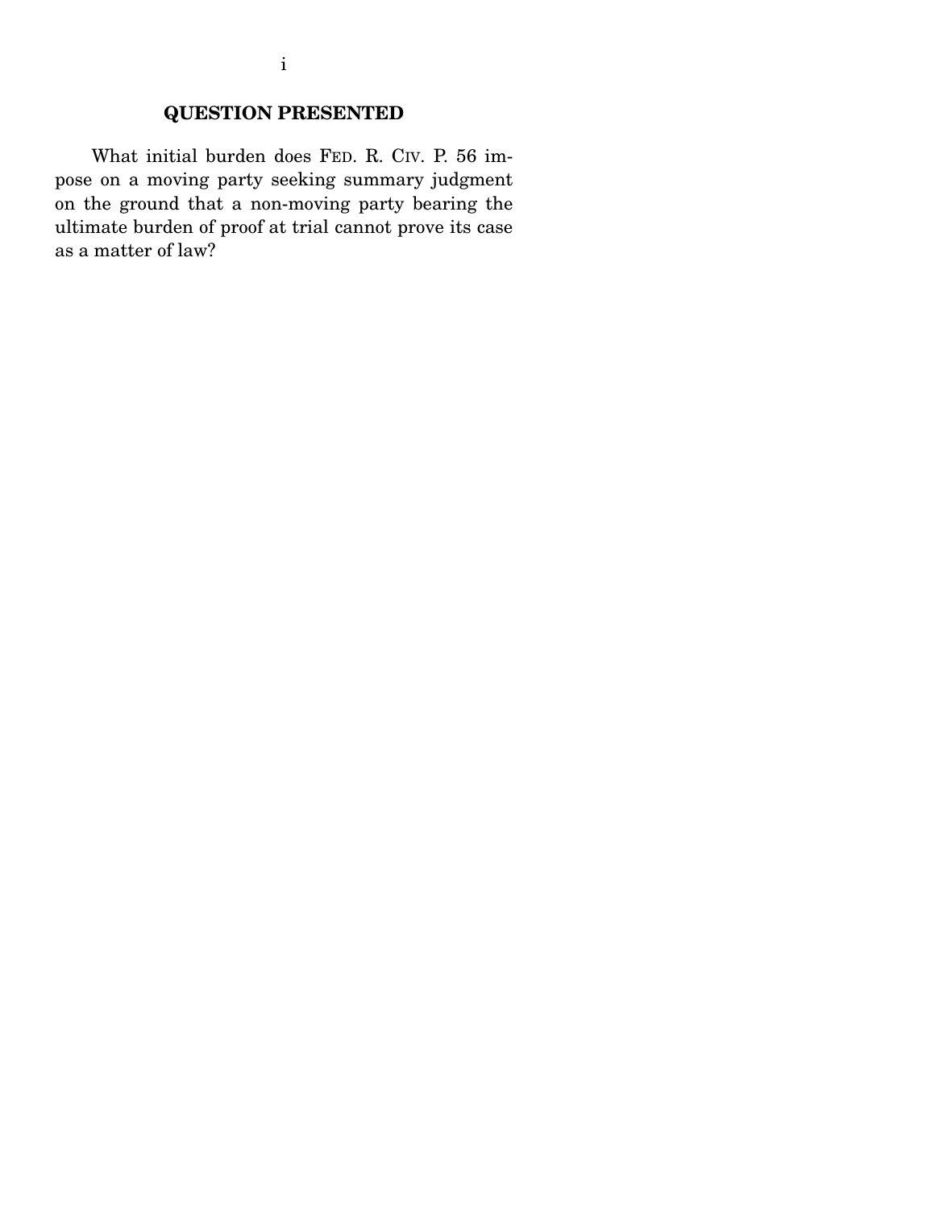# QUESTION PRESENTED

What initial burden does FED. R. CIV. P. 56 impose on a moving party seeking summary judgment on the ground that a non-moving party bearing the ultimate burden of proof at trial cannot prove its case as a matter of law?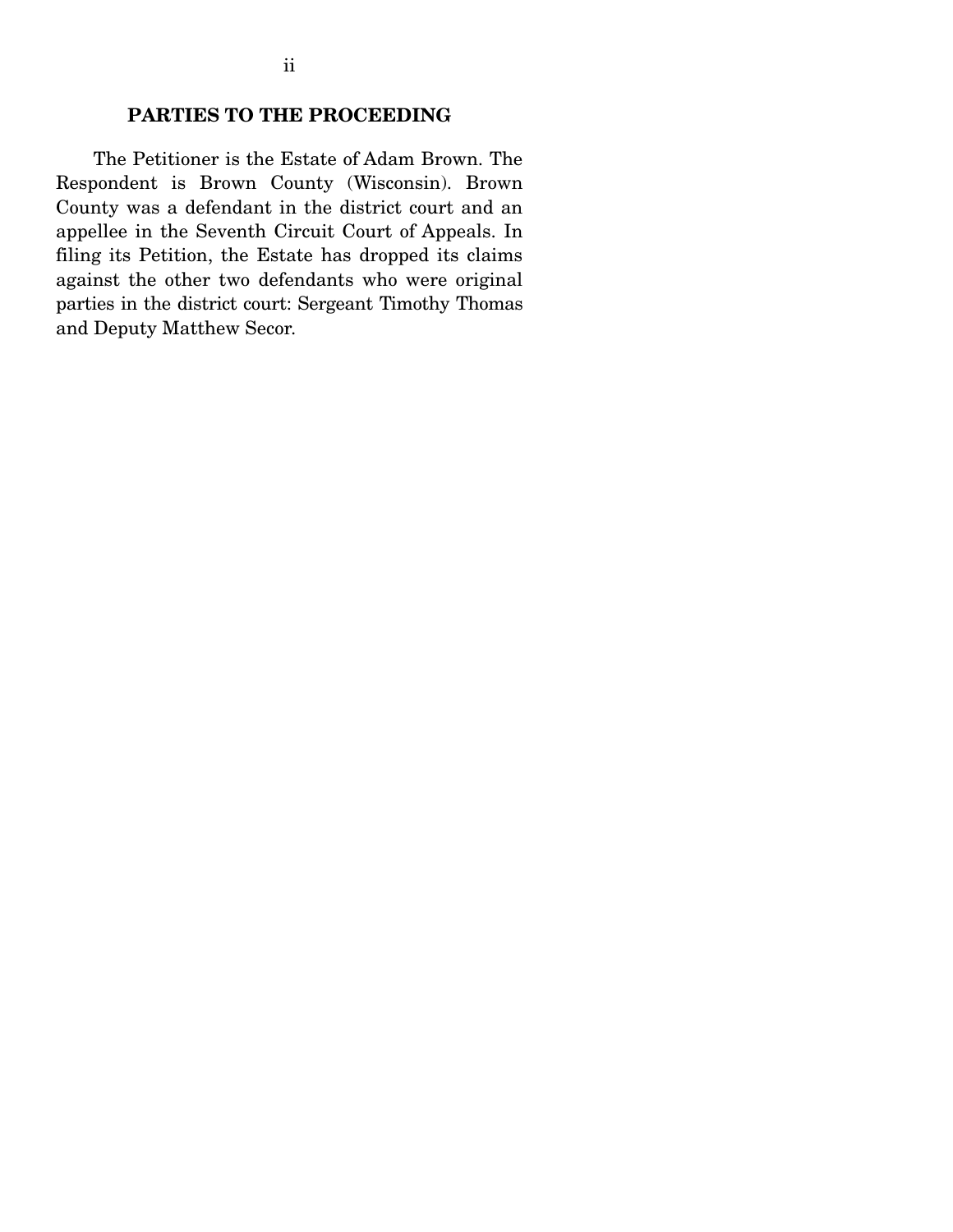## PARTIES TO THE PROCEEDING

The Petitioner is the Estate of Adam Brown. The Respondent is Brown County (Wisconsin). Brown County was a defendant in the district court and an appellee in the Seventh Circuit Court of Appeals. In filing its Petition, the Estate has dropped its claims against the other two defendants who were original parties in the district court: Sergeant Timothy Thomas and Deputy Matthew Secor.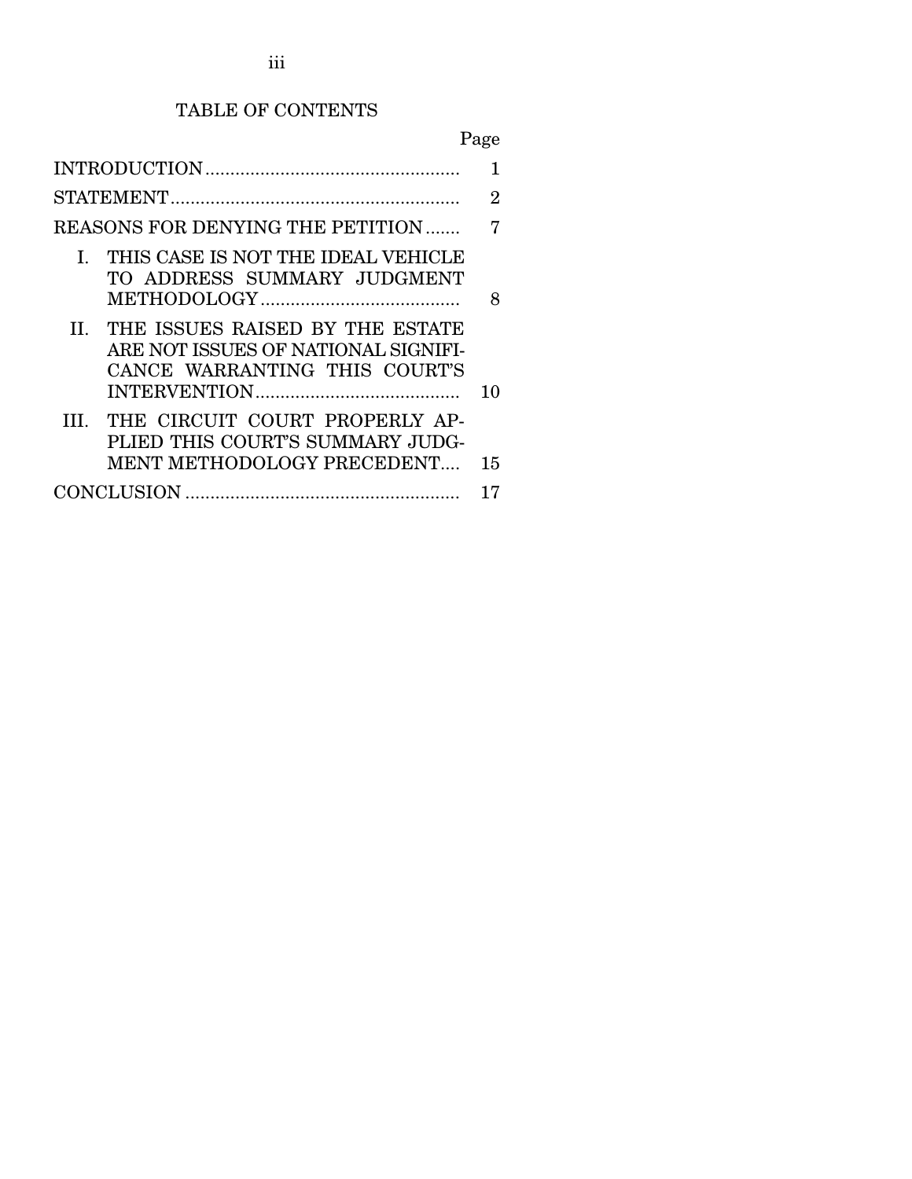## TABLE OF CONTENTS

| | Page |
|---|---|
| INTRODUCTION | 1 |
| STATEMENT | 2 |
| REASONS FOR DENYING THE PETITION | 7 |
| I. THIS CASE IS NOT THE IDEAL VEHICLE TO ADDRESS SUMMARY JUDGMENT METHODOLOGY | 8 |
| II. THE ISSUES RAISED BY THE ESTATE ARE NOT ISSUES OF NATIONAL SIGNIFICANCE WARRANTING THIS COURT'S INTERVENTION | 10 |
| III. THE CIRCUIT COURT PROPERLY APPLIED THIS COURT'S SUMMARY JUDGMENT METHODOLOGY PRECEDENT | 15 |
| CONCLUSION | 17 |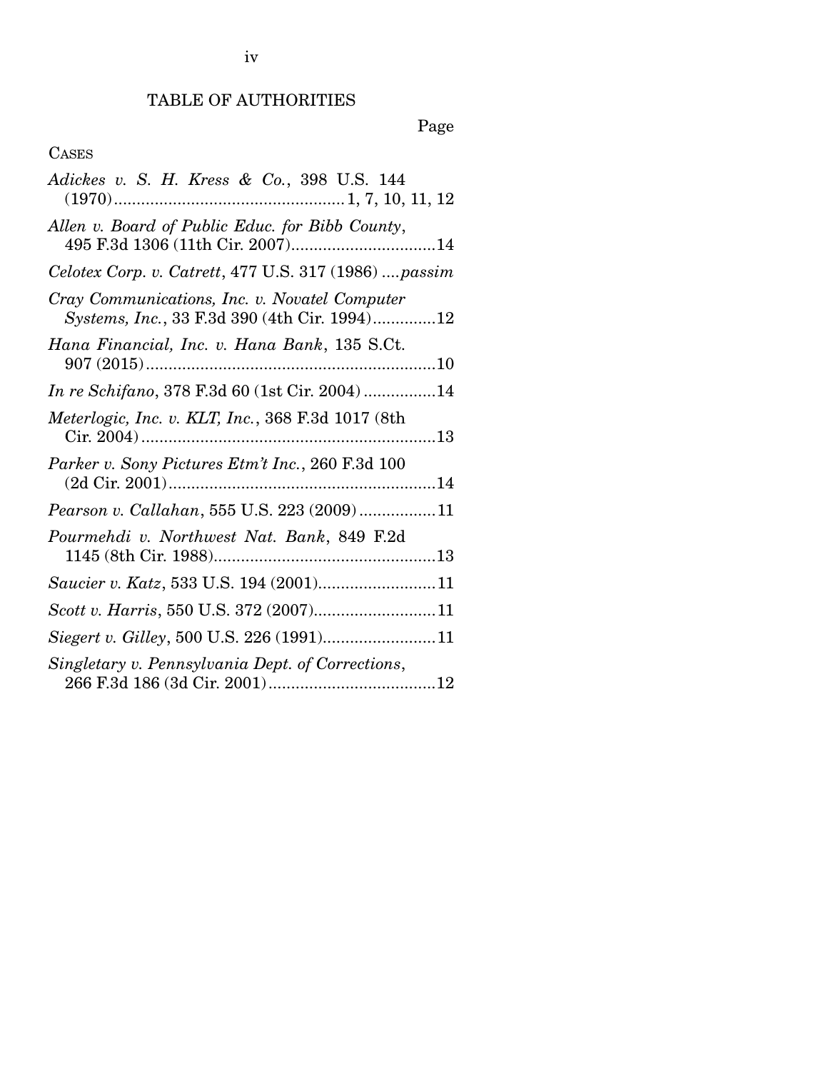# TABLE OF AUTHORITIES

Page

CASES

*Adickes v. S. H. Kress & Co.*, 398 U.S. 144 (1970) .................................................. 1, 7, 10, 11, 12

*Allen v. Board of Public Educ. for Bibb County*, 495 F.3d 1306 (11th Cir. 2007) ................................ 14

*Celotex Corp. v. Catrett*, 477 U.S. 317 (1986) .... *passim*

*Cray Communications, Inc. v. Novatel Computer Systems, Inc.*, 33 F.3d 390 (4th Cir. 1994) .............. 12

*Hana Financial, Inc. v. Hana Bank*, 135 S.Ct. 907 (2015) ................................................................ 10

*In re Schifano*, 378 F.3d 60 (1st Cir. 2004) ................ 14

*Meterlogic, Inc. v. KLT, Inc.*, 368 F.3d 1017 (8th Cir. 2004) ................................................................ 13

*Parker v. Sony Pictures Etm't Inc.*, 260 F.3d 100 (2d Cir. 2001) ........................................................... 14

*Pearson v. Callahan*, 555 U.S. 223 (2009) ................ 11

*Pourmehdi v. Northwest Nat. Bank*, 849 F.2d 1145 (8th Cir. 1988) ................................................ 13

*Saucier v. Katz*, 533 U.S. 194 (2001) .......................... 11

*Scott v. Harris*, 550 U.S. 372 (2007) ........................... 11

*Siegert v. Gilley*, 500 U.S. 226 (1991) ......................... 11

*Singletary v. Pennsylvania Dept. of Corrections*, 266 F.3d 186 (3d Cir. 2001) ..................................... 12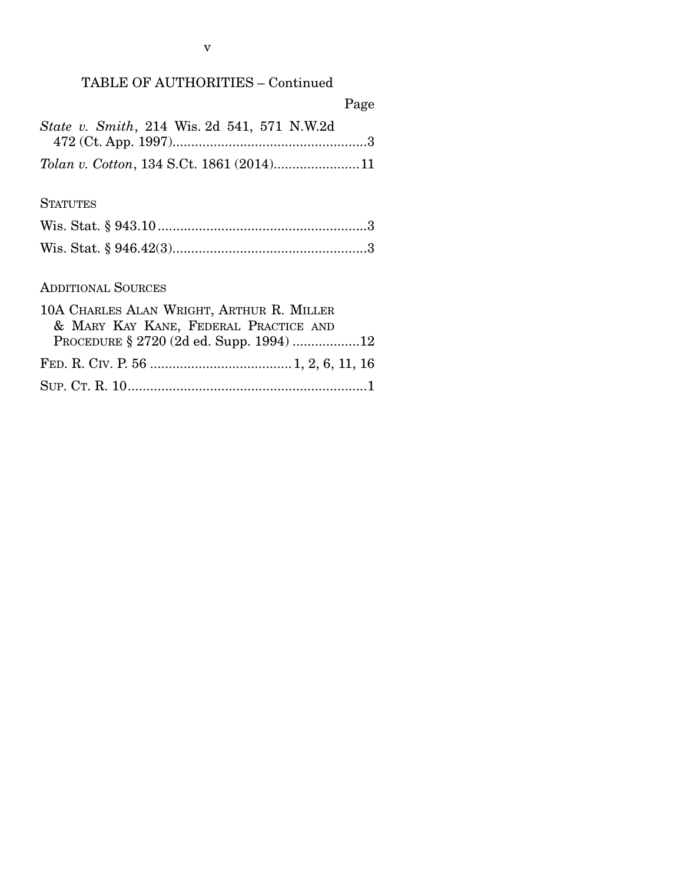## TABLE OF AUTHORITIES – Continued

| | Page |
|---|---|
| *State v. Smith*, 214 Wis. 2d 541, 571 N.W.2d 472 (Ct. App. 1997) | 3 |
| *Tolan v. Cotton*, 134 S.Ct. 1861 (2014) | 11 |

STATUTES

| | |
|---|---|
| Wis. Stat. § 943.10 | 3 |
| Wis. Stat. § 946.42(3) | 3 |

ADDITIONAL SOURCES

| | |
|---|---|
| 10A CHARLES ALAN WRIGHT, ARTHUR R. MILLER & MARY KAY KANE, FEDERAL PRACTICE AND PROCEDURE § 2720 (2d ed. Supp. 1994) | 12 |
| FED. R. CIV. P. 56 | 1, 2, 6, 11, 16 |
| SUP. CT. R. 10 | 1 |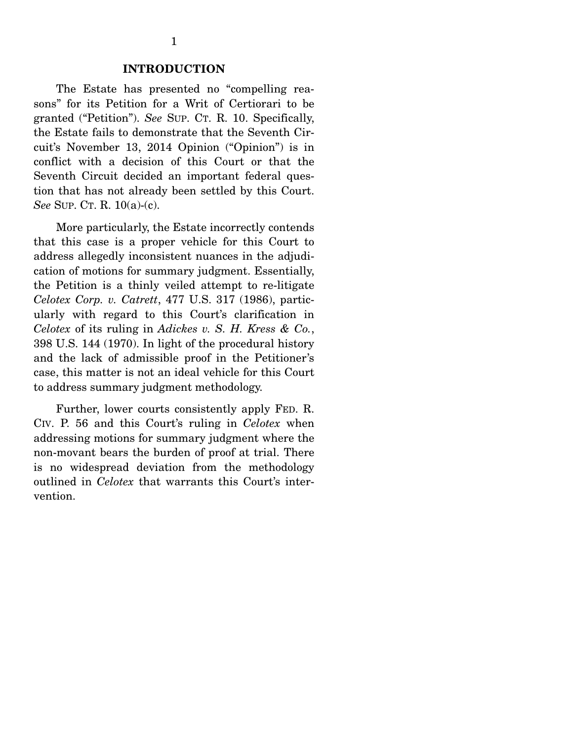## INTRODUCTION

The Estate has presented no "compelling reasons" for its Petition for a Writ of Certiorari to be granted ("Petition"). *See* SUP. CT. R. 10. Specifically, the Estate fails to demonstrate that the Seventh Circuit's November 13, 2014 Opinion ("Opinion") is in conflict with a decision of this Court or that the Seventh Circuit decided an important federal question that has not already been settled by this Court. *See* SUP. CT. R. 10(a)-(c).

More particularly, the Estate incorrectly contends that this case is a proper vehicle for this Court to address allegedly inconsistent nuances in the adjudication of motions for summary judgment. Essentially, the Petition is a thinly veiled attempt to re-litigate *Celotex Corp. v. Catrett*, 477 U.S. 317 (1986), particularly with regard to this Court's clarification in *Celotex* of its ruling in *Adickes v. S. H. Kress & Co.*, 398 U.S. 144 (1970). In light of the procedural history and the lack of admissible proof in the Petitioner's case, this matter is not an ideal vehicle for this Court to address summary judgment methodology.

Further, lower courts consistently apply FED. R. CIV. P. 56 and this Court's ruling in *Celotex* when addressing motions for summary judgment where the non-movant bears the burden of proof at trial. There is no widespread deviation from the methodology outlined in *Celotex* that warrants this Court's intervention.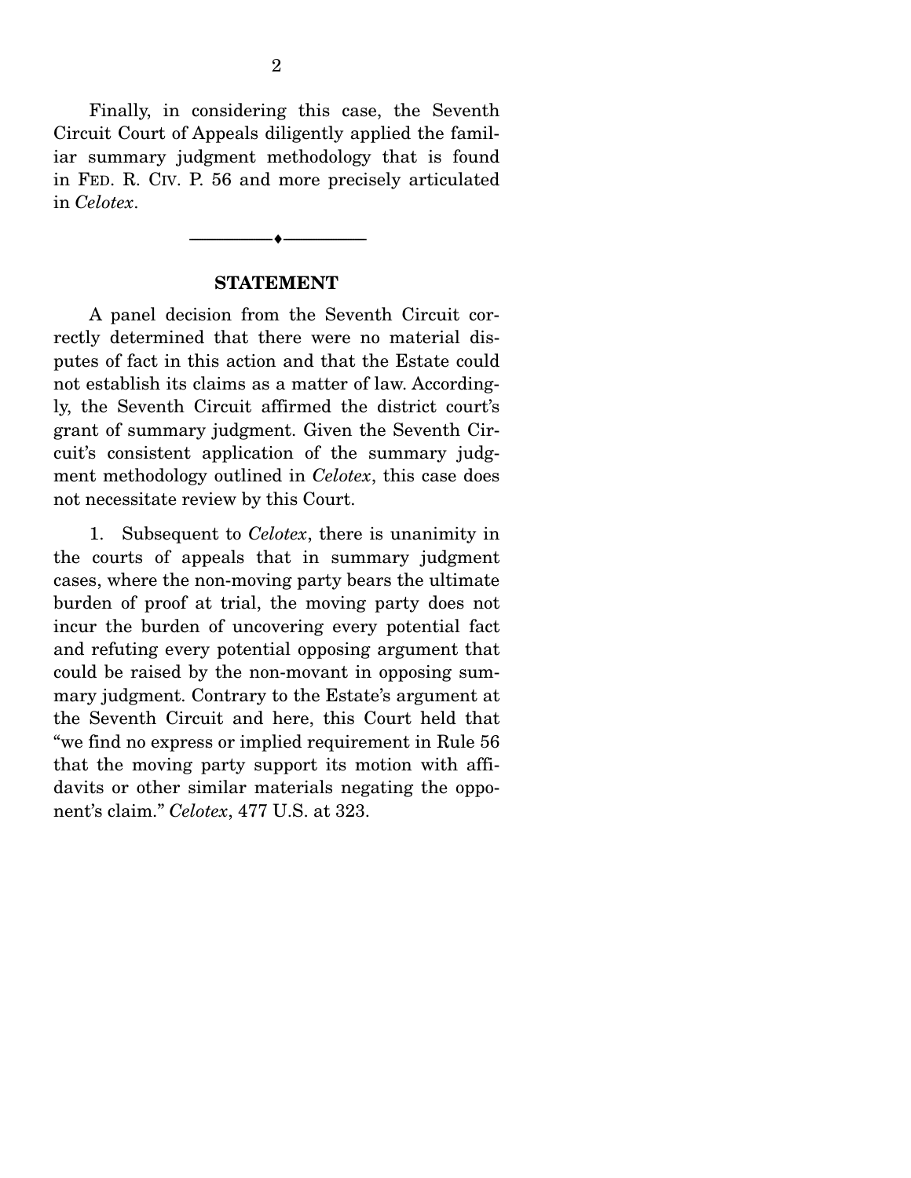Finally, in considering this case, the Seventh Circuit Court of Appeals diligently applied the familiar summary judgment methodology that is found in FED. R. CIV. P. 56 and more precisely articulated in *Celotex*.

---

## STATEMENT

A panel decision from the Seventh Circuit correctly determined that there were no material disputes of fact in this action and that the Estate could not establish its claims as a matter of law. Accordingly, the Seventh Circuit affirmed the district court's grant of summary judgment. Given the Seventh Circuit's consistent application of the summary judgment methodology outlined in *Celotex*, this case does not necessitate review by this Court.

1. Subsequent to *Celotex*, there is unanimity in the courts of appeals that in summary judgment cases, where the non-moving party bears the ultimate burden of proof at trial, the moving party does not incur the burden of uncovering every potential fact and refuting every potential opposing argument that could be raised by the non-movant in opposing summary judgment. Contrary to the Estate's argument at the Seventh Circuit and here, this Court held that "we find no express or implied requirement in Rule 56 that the moving party support its motion with affidavits or other similar materials negating the opponent's claim." *Celotex*, 477 U.S. at 323.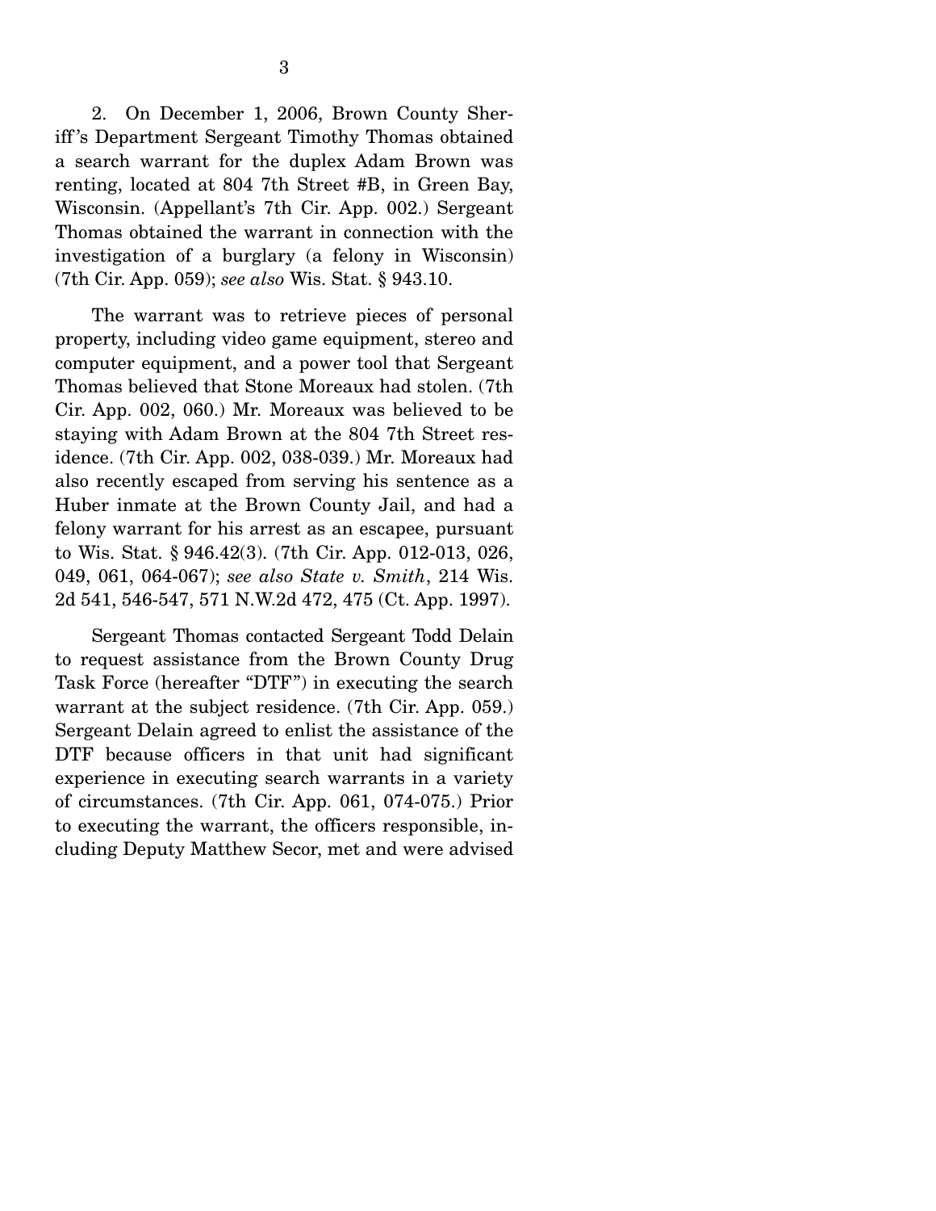2. On December 1, 2006, Brown County Sheriff's Department Sergeant Timothy Thomas obtained a search warrant for the duplex Adam Brown was renting, located at 804 7th Street #B, in Green Bay, Wisconsin. (Appellant's 7th Cir. App. 002.) Sergeant Thomas obtained the warrant in connection with the investigation of a burglary (a felony in Wisconsin) (7th Cir. App. 059); *see also* Wis. Stat. § 943.10.

The warrant was to retrieve pieces of personal property, including video game equipment, stereo and computer equipment, and a power tool that Sergeant Thomas believed that Stone Moreaux had stolen. (7th Cir. App. 002, 060.) Mr. Moreaux was believed to be staying with Adam Brown at the 804 7th Street residence. (7th Cir. App. 002, 038-039.) Mr. Moreaux had also recently escaped from serving his sentence as a Huber inmate at the Brown County Jail, and had a felony warrant for his arrest as an escapee, pursuant to Wis. Stat. § 946.42(3). (7th Cir. App. 012-013, 026, 049, 061, 064-067); *see also State v. Smith*, 214 Wis. 2d 541, 546-547, 571 N.W.2d 472, 475 (Ct. App. 1997).

Sergeant Thomas contacted Sergeant Todd Delain to request assistance from the Brown County Drug Task Force (hereafter "DTF") in executing the search warrant at the subject residence. (7th Cir. App. 059.) Sergeant Delain agreed to enlist the assistance of the DTF because officers in that unit had significant experience in executing search warrants in a variety of circumstances. (7th Cir. App. 061, 074-075.) Prior to executing the warrant, the officers responsible, including Deputy Matthew Secor, met and were advised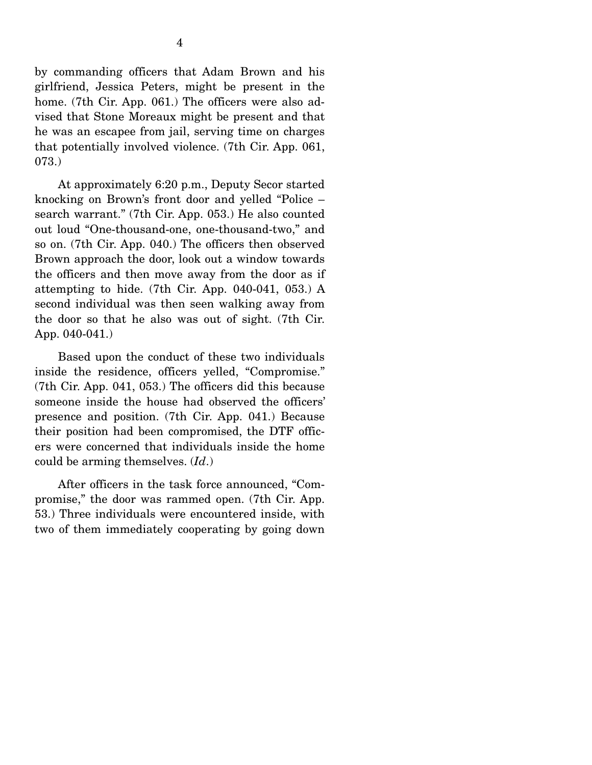by commanding officers that Adam Brown and his girlfriend, Jessica Peters, might be present in the home. (7th Cir. App. 061.) The officers were also advised that Stone Moreaux might be present and that he was an escapee from jail, serving time on charges that potentially involved violence. (7th Cir. App. 061, 073.)

At approximately 6:20 p.m., Deputy Secor started knocking on Brown's front door and yelled "Police – search warrant." (7th Cir. App. 053.) He also counted out loud "One-thousand-one, one-thousand-two," and so on. (7th Cir. App. 040.) The officers then observed Brown approach the door, look out a window towards the officers and then move away from the door as if attempting to hide. (7th Cir. App. 040-041, 053.) A second individual was then seen walking away from the door so that he also was out of sight. (7th Cir. App. 040-041.)

Based upon the conduct of these two individuals inside the residence, officers yelled, "Compromise." (7th Cir. App. 041, 053.) The officers did this because someone inside the house had observed the officers' presence and position. (7th Cir. App. 041.) Because their position had been compromised, the DTF officers were concerned that individuals inside the home could be arming themselves. (*Id*.)

After officers in the task force announced, "Compromise," the door was rammed open. (7th Cir. App. 53.) Three individuals were encountered inside, with two of them immediately cooperating by going down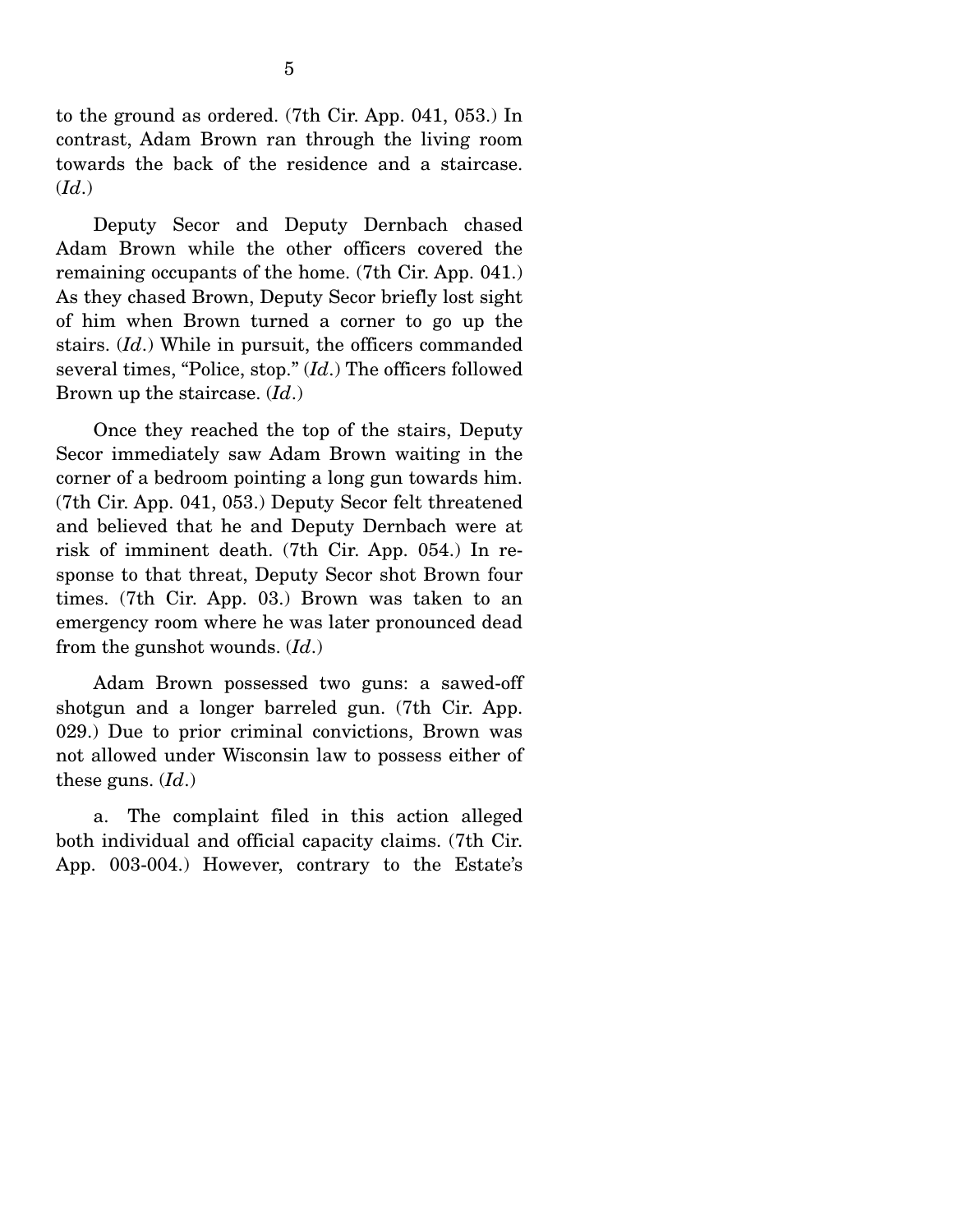to the ground as ordered. (7th Cir. App. 041, 053.) In contrast, Adam Brown ran through the living room towards the back of the residence and a staircase. (*Id.*)

Deputy Secor and Deputy Dernbach chased Adam Brown while the other officers covered the remaining occupants of the home. (7th Cir. App. 041.) As they chased Brown, Deputy Secor briefly lost sight of him when Brown turned a corner to go up the stairs. (*Id.*) While in pursuit, the officers commanded several times, "Police, stop." (*Id.*) The officers followed Brown up the staircase. (*Id.*)

Once they reached the top of the stairs, Deputy Secor immediately saw Adam Brown waiting in the corner of a bedroom pointing a long gun towards him. (7th Cir. App. 041, 053.) Deputy Secor felt threatened and believed that he and Deputy Dernbach were at risk of imminent death. (7th Cir. App. 054.) In response to that threat, Deputy Secor shot Brown four times. (7th Cir. App. 03.) Brown was taken to an emergency room where he was later pronounced dead from the gunshot wounds. (*Id.*)

Adam Brown possessed two guns: a sawed-off shotgun and a longer barreled gun. (7th Cir. App. 029.) Due to prior criminal convictions, Brown was not allowed under Wisconsin law to possess either of these guns. (*Id.*)

a. The complaint filed in this action alleged both individual and official capacity claims. (7th Cir. App. 003-004.) However, contrary to the Estate's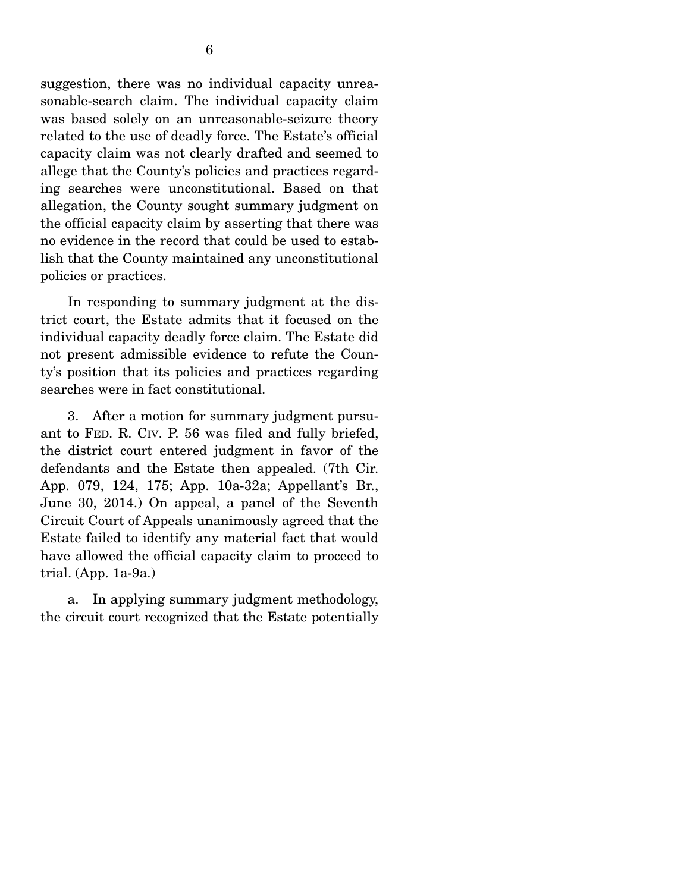suggestion, there was no individual capacity unreasonable-search claim. The individual capacity claim was based solely on an unreasonable-seizure theory related to the use of deadly force. The Estate's official capacity claim was not clearly drafted and seemed to allege that the County's policies and practices regarding searches were unconstitutional. Based on that allegation, the County sought summary judgment on the official capacity claim by asserting that there was no evidence in the record that could be used to establish that the County maintained any unconstitutional policies or practices.

In responding to summary judgment at the district court, the Estate admits that it focused on the individual capacity deadly force claim. The Estate did not present admissible evidence to refute the County's position that its policies and practices regarding searches were in fact constitutional.

3. After a motion for summary judgment pursuant to FED. R. CIV. P. 56 was filed and fully briefed, the district court entered judgment in favor of the defendants and the Estate then appealed. (7th Cir. App. 079, 124, 175; App. 10a-32a; Appellant's Br., June 30, 2014.) On appeal, a panel of the Seventh Circuit Court of Appeals unanimously agreed that the Estate failed to identify any material fact that would have allowed the official capacity claim to proceed to trial. (App. 1a-9a.)

a. In applying summary judgment methodology, the circuit court recognized that the Estate potentially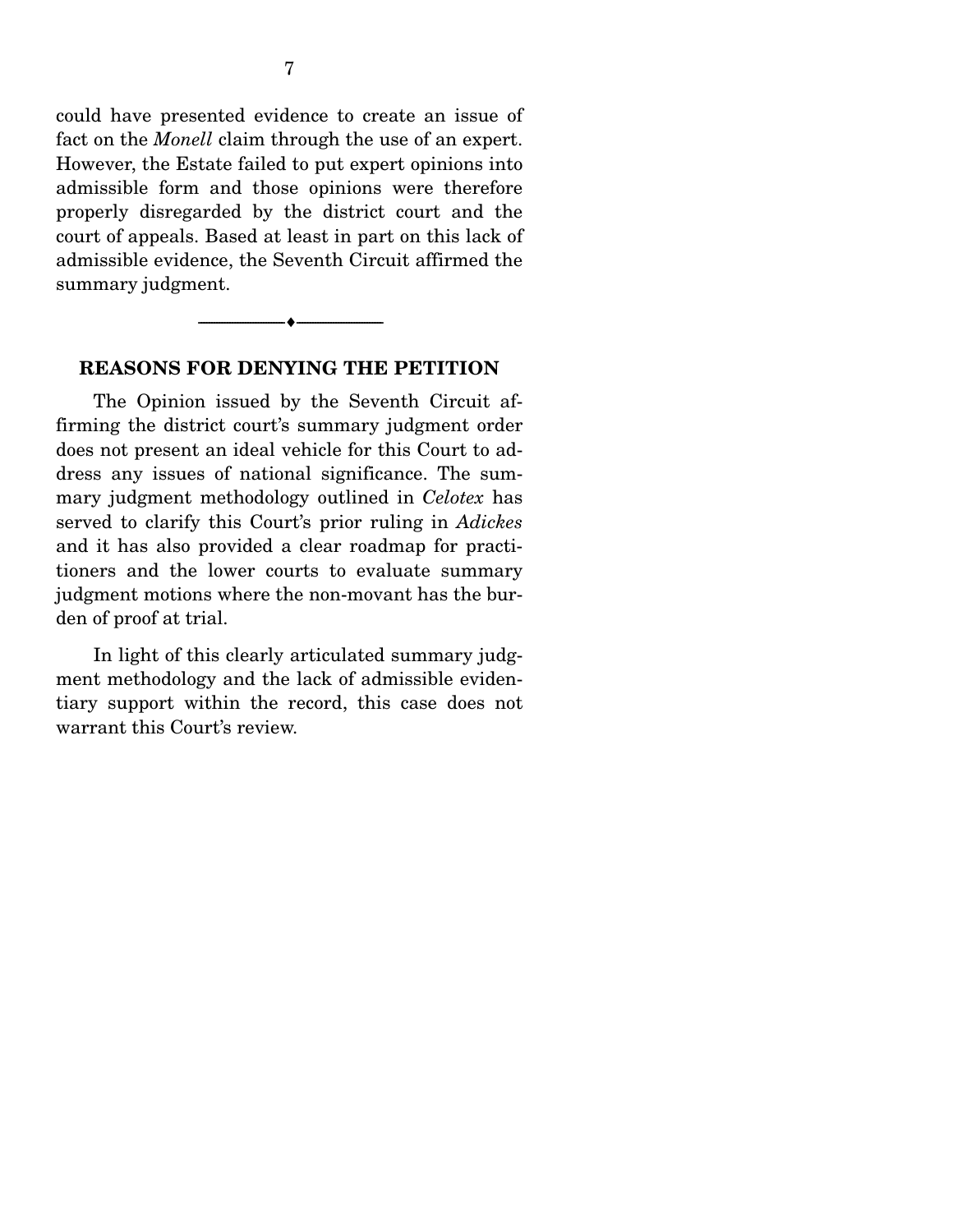could have presented evidence to create an issue of fact on the *Monell* claim through the use of an expert. However, the Estate failed to put expert opinions into admissible form and those opinions were therefore properly disregarded by the district court and the court of appeals. Based at least in part on this lack of admissible evidence, the Seventh Circuit affirmed the summary judgment.

---

## REASONS FOR DENYING THE PETITION

The Opinion issued by the Seventh Circuit affirming the district court's summary judgment order does not present an ideal vehicle for this Court to address any issues of national significance. The summary judgment methodology outlined in *Celotex* has served to clarify this Court's prior ruling in *Adickes* and it has also provided a clear roadmap for practitioners and the lower courts to evaluate summary judgment motions where the non-movant has the burden of proof at trial.

In light of this clearly articulated summary judgment methodology and the lack of admissible evidentiary support within the record, this case does not warrant this Court's review.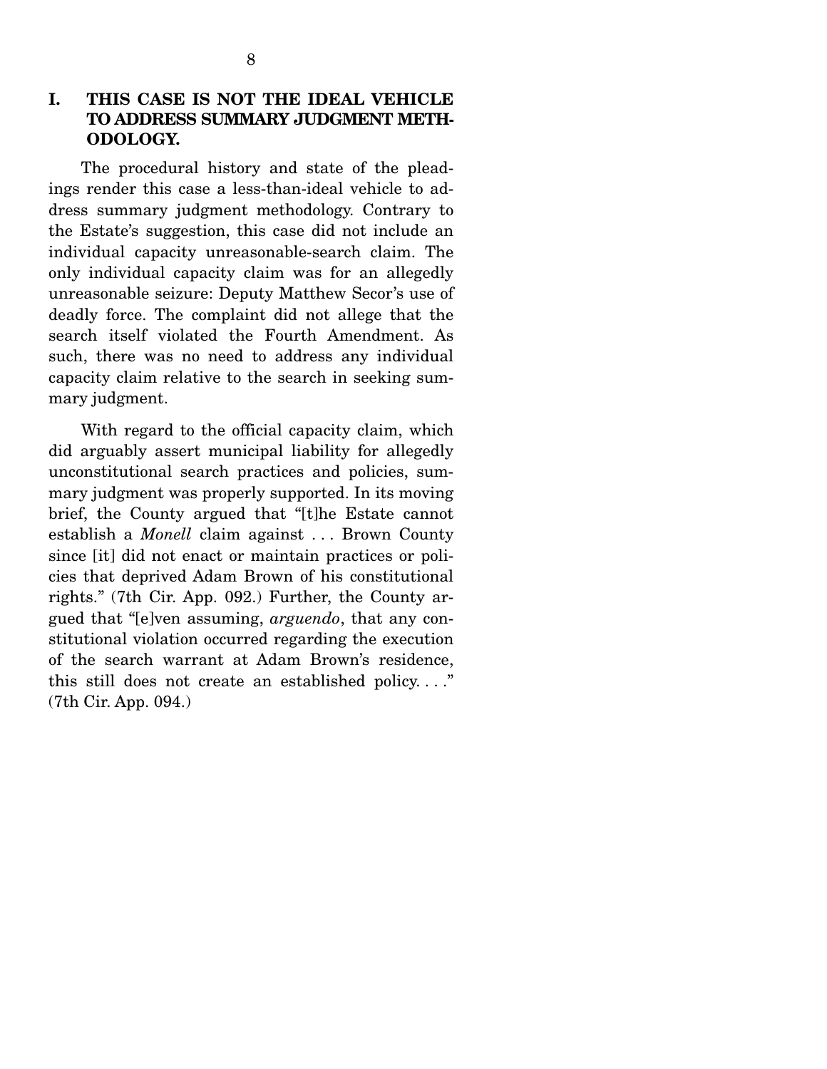## I. THIS CASE IS NOT THE IDEAL VEHICLE TO ADDRESS SUMMARY JUDGMENT METHODOLOGY.

The procedural history and state of the pleadings render this case a less-than-ideal vehicle to address summary judgment methodology. Contrary to the Estate's suggestion, this case did not include an individual capacity unreasonable-search claim. The only individual capacity claim was for an allegedly unreasonable seizure: Deputy Matthew Secor's use of deadly force. The complaint did not allege that the search itself violated the Fourth Amendment. As such, there was no need to address any individual capacity claim relative to the search in seeking summary judgment.

With regard to the official capacity claim, which did arguably assert municipal liability for allegedly unconstitutional search practices and policies, summary judgment was properly supported. In its moving brief, the County argued that "[t]he Estate cannot establish a *Monell* claim against . . . Brown County since [it] did not enact or maintain practices or policies that deprived Adam Brown of his constitutional rights." (7th Cir. App. 092.) Further, the County argued that "[e]ven assuming, *arguendo*, that any constitutional violation occurred regarding the execution of the search warrant at Adam Brown's residence, this still does not create an established policy. . . ." (7th Cir. App. 094.)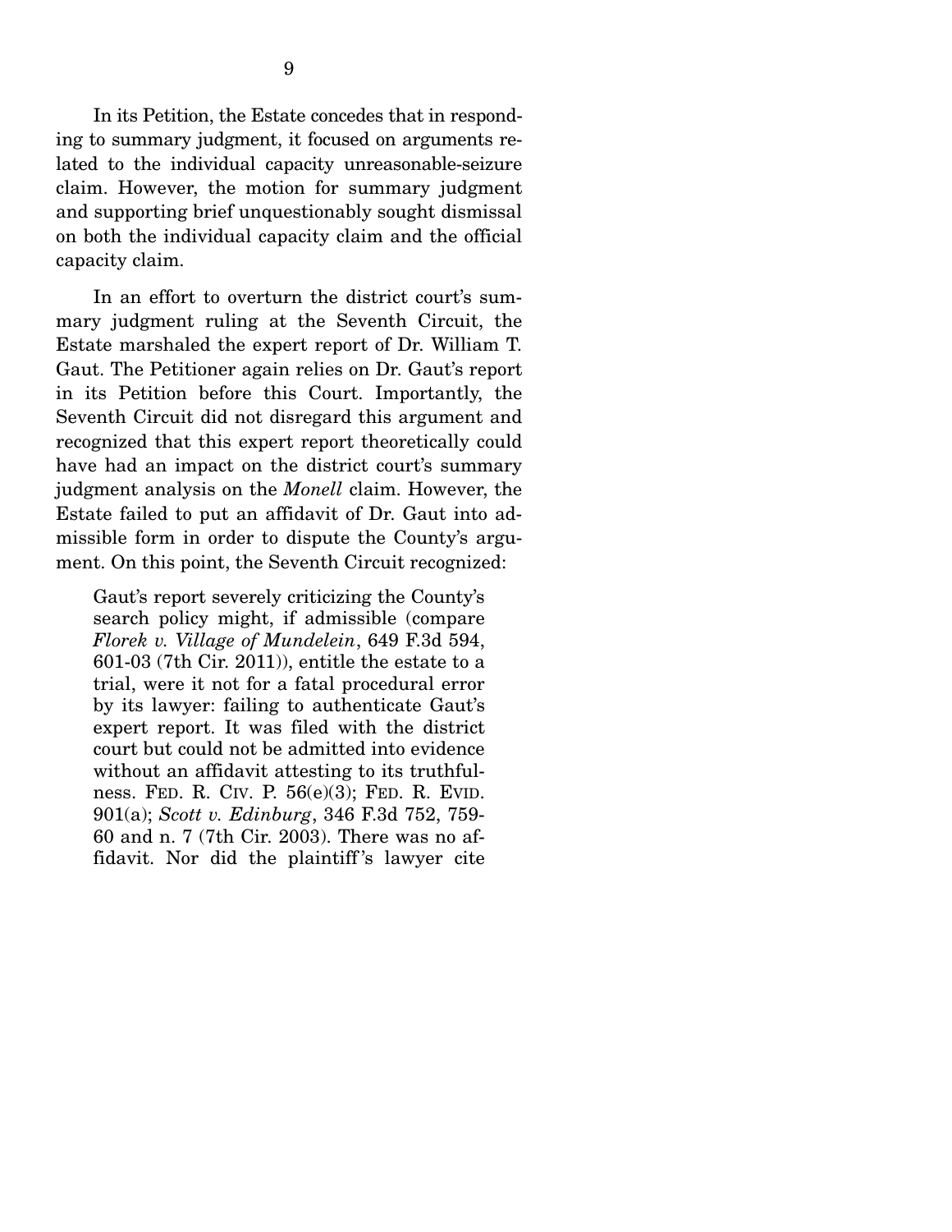In its Petition, the Estate concedes that in responding to summary judgment, it focused on arguments related to the individual capacity unreasonable-seizure claim. However, the motion for summary judgment and supporting brief unquestionably sought dismissal on both the individual capacity claim and the official capacity claim.

In an effort to overturn the district court's summary judgment ruling at the Seventh Circuit, the Estate marshaled the expert report of Dr. William T. Gaut. The Petitioner again relies on Dr. Gaut's report in its Petition before this Court. Importantly, the Seventh Circuit did not disregard this argument and recognized that this expert report theoretically could have had an impact on the district court's summary judgment analysis on the *Monell* claim. However, the Estate failed to put an affidavit of Dr. Gaut into admissible form in order to dispute the County's argument. On this point, the Seventh Circuit recognized:

> Gaut's report severely criticizing the County's search policy might, if admissible (compare *Florek v. Village of Mundelein*, 649 F.3d 594, 601-03 (7th Cir. 2011)), entitle the estate to a trial, were it not for a fatal procedural error by its lawyer: failing to authenticate Gaut's expert report. It was filed with the district court but could not be admitted into evidence without an affidavit attesting to its truthfulness. FED. R. CIV. P. 56(e)(3); FED. R. EVID. 901(a); *Scott v. Edinburg*, 346 F.3d 752, 759-60 and n. 7 (7th Cir. 2003). There was no affidavit. Nor did the plaintiff's lawyer cite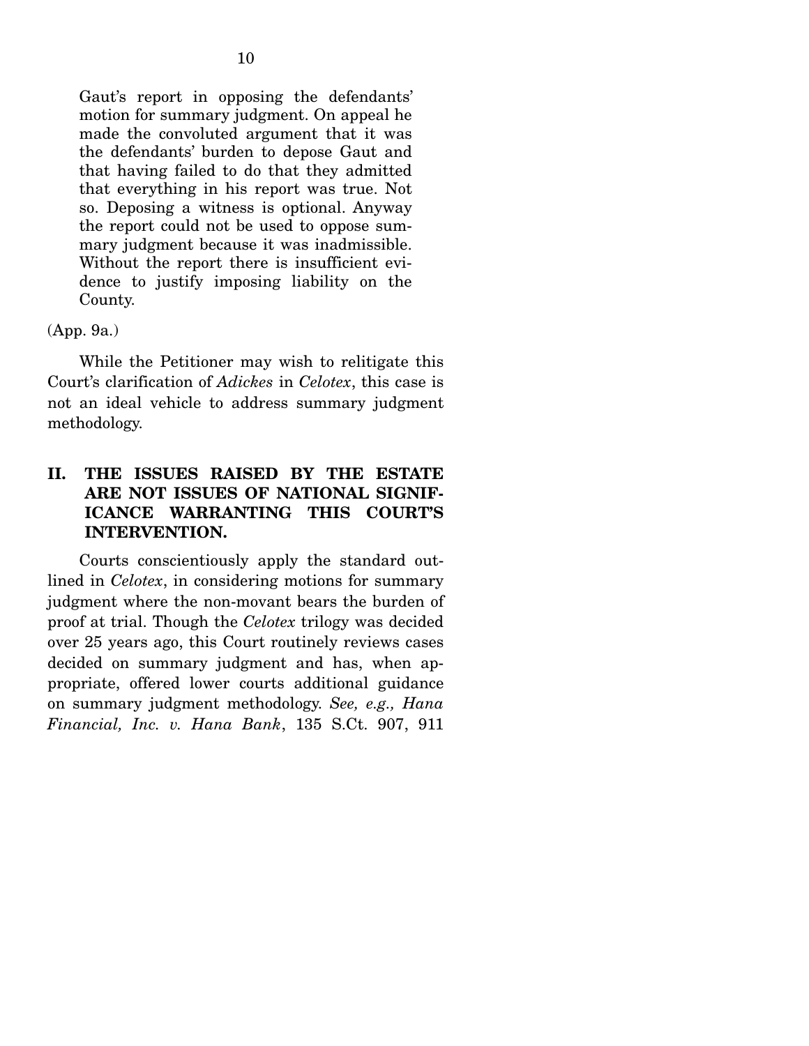> Gaut's report in opposing the defendants' motion for summary judgment. On appeal he made the convoluted argument that it was the defendants' burden to depose Gaut and that having failed to do that they admitted that everything in his report was true. Not so. Deposing a witness is optional. Anyway the report could not be used to oppose summary judgment because it was inadmissible. Without the report there is insufficient evidence to justify imposing liability on the County.

(App. 9a.)

While the Petitioner may wish to relitigate this Court's clarification of *Adickes* in *Celotex*, this case is not an ideal vehicle to address summary judgment methodology.

## II. THE ISSUES RAISED BY THE ESTATE ARE NOT ISSUES OF NATIONAL SIGNIFICANCE WARRANTING THIS COURT'S INTERVENTION.

Courts conscientiously apply the standard outlined in *Celotex*, in considering motions for summary judgment where the non-movant bears the burden of proof at trial. Though the *Celotex* trilogy was decided over 25 years ago, this Court routinely reviews cases decided on summary judgment and has, when appropriate, offered lower courts additional guidance on summary judgment methodology. *See, e.g., Hana Financial, Inc. v. Hana Bank*, 135 S.Ct. 907, 911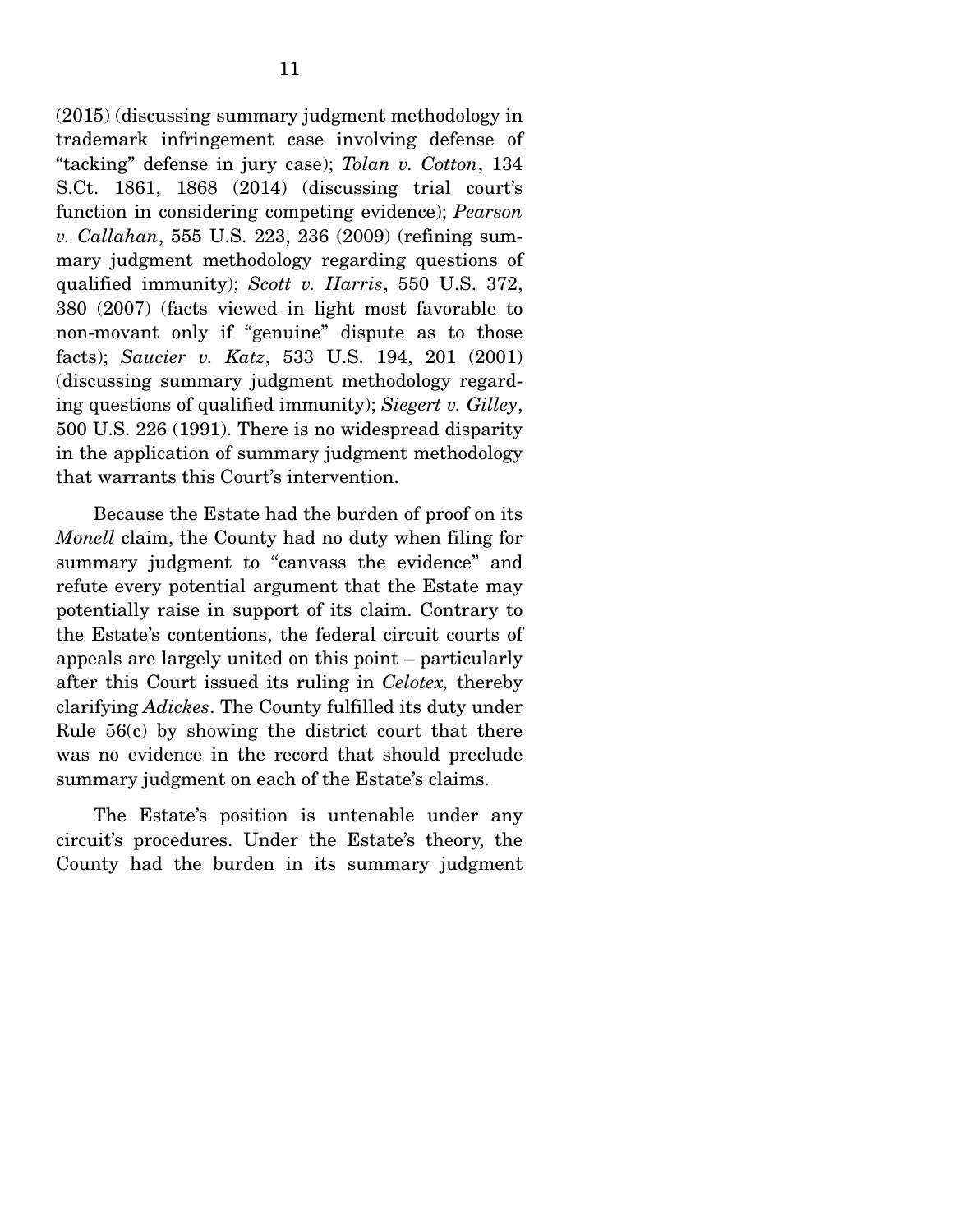(2015) (discussing summary judgment methodology in trademark infringement case involving defense of "tacking" defense in jury case); *Tolan v. Cotton*, 134 S.Ct. 1861, 1868 (2014) (discussing trial court's function in considering competing evidence); *Pearson v. Callahan*, 555 U.S. 223, 236 (2009) (refining summary judgment methodology regarding questions of qualified immunity); *Scott v. Harris*, 550 U.S. 372, 380 (2007) (facts viewed in light most favorable to non-movant only if "genuine" dispute as to those facts); *Saucier v. Katz*, 533 U.S. 194, 201 (2001) (discussing summary judgment methodology regarding questions of qualified immunity); *Siegert v. Gilley*, 500 U.S. 226 (1991). There is no widespread disparity in the application of summary judgment methodology that warrants this Court's intervention.

Because the Estate had the burden of proof on its *Monell* claim, the County had no duty when filing for summary judgment to "canvass the evidence" and refute every potential argument that the Estate may potentially raise in support of its claim. Contrary to the Estate's contentions, the federal circuit courts of appeals are largely united on this point – particularly after this Court issued its ruling in *Celotex,* thereby clarifying *Adickes*. The County fulfilled its duty under Rule 56(c) by showing the district court that there was no evidence in the record that should preclude summary judgment on each of the Estate's claims.

The Estate's position is untenable under any circuit's procedures. Under the Estate's theory, the County had the burden in its summary judgment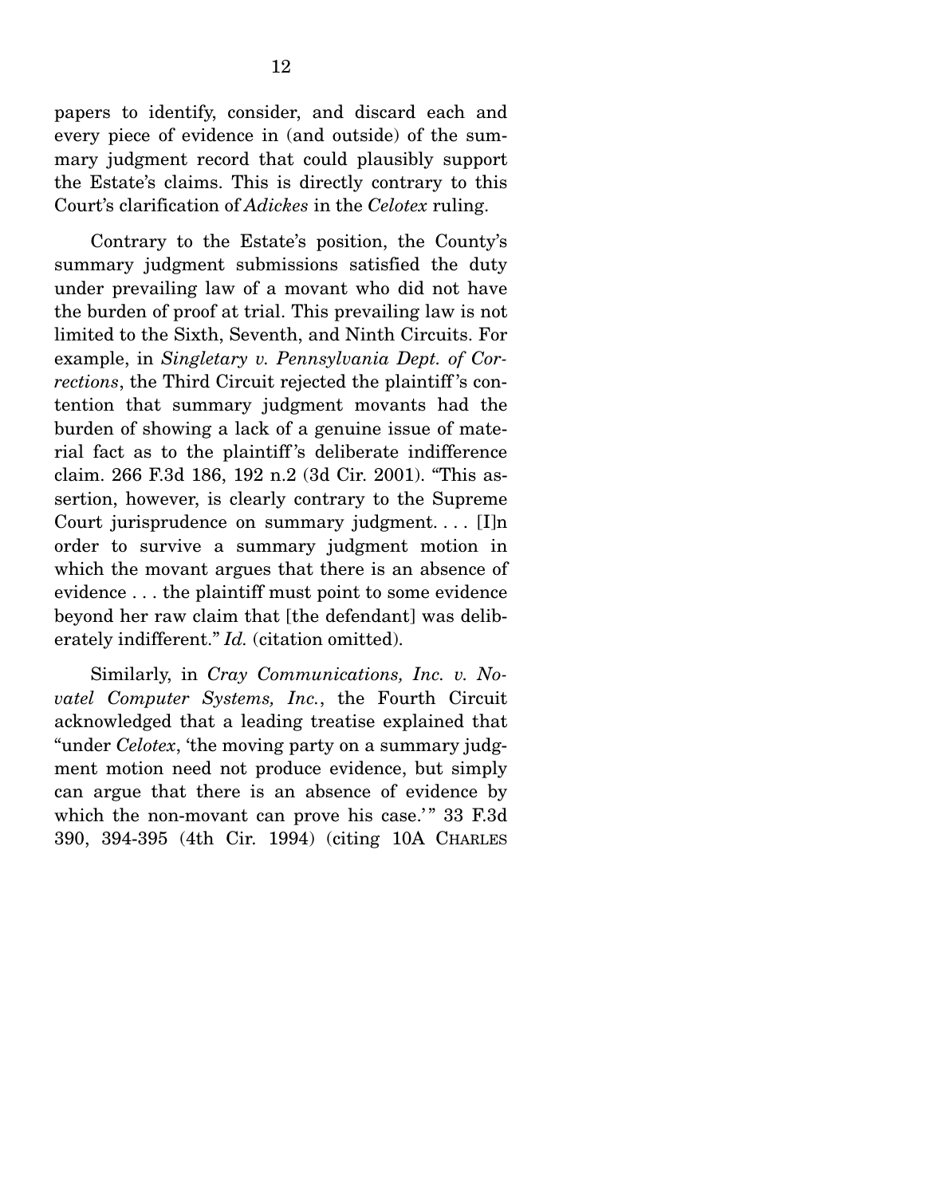papers to identify, consider, and discard each and every piece of evidence in (and outside) of the summary judgment record that could plausibly support the Estate's claims. This is directly contrary to this Court's clarification of *Adickes* in the *Celotex* ruling.

Contrary to the Estate's position, the County's summary judgment submissions satisfied the duty under prevailing law of a movant who did not have the burden of proof at trial. This prevailing law is not limited to the Sixth, Seventh, and Ninth Circuits. For example, in *Singletary v. Pennsylvania Dept. of Corrections*, the Third Circuit rejected the plaintiff's contention that summary judgment movants had the burden of showing a lack of a genuine issue of material fact as to the plaintiff's deliberate indifference claim. 266 F.3d 186, 192 n.2 (3d Cir. 2001). "This assertion, however, is clearly contrary to the Supreme Court jurisprudence on summary judgment. . . . [I]n order to survive a summary judgment motion in which the movant argues that there is an absence of evidence . . . the plaintiff must point to some evidence beyond her raw claim that [the defendant] was deliberately indifferent." *Id.* (citation omitted).

Similarly, in *Cray Communications, Inc. v. Novatel Computer Systems, Inc.*, the Fourth Circuit acknowledged that a leading treatise explained that "under *Celotex*, 'the moving party on a summary judgment motion need not produce evidence, but simply can argue that there is an absence of evidence by which the non-movant can prove his case.'" 33 F.3d 390, 394-395 (4th Cir. 1994) (citing 10A CHARLES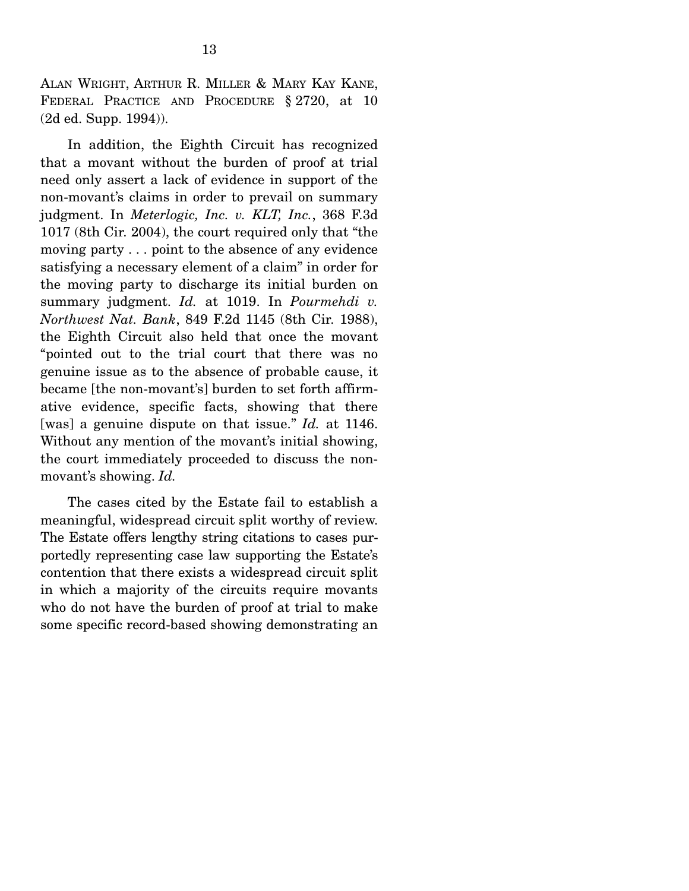ALAN WRIGHT, ARTHUR R. MILLER & MARY KAY KANE, FEDERAL PRACTICE AND PROCEDURE § 2720, at 10 (2d ed. Supp. 1994)).

In addition, the Eighth Circuit has recognized that a movant without the burden of proof at trial need only assert a lack of evidence in support of the non-movant's claims in order to prevail on summary judgment. In *Meterlogic, Inc. v. KLT, Inc.*, 368 F.3d 1017 (8th Cir. 2004), the court required only that "the moving party . . . point to the absence of any evidence satisfying a necessary element of a claim" in order for the moving party to discharge its initial burden on summary judgment. *Id.* at 1019. In *Pourmehdi v. Northwest Nat. Bank*, 849 F.2d 1145 (8th Cir. 1988), the Eighth Circuit also held that once the movant "pointed out to the trial court that there was no genuine issue as to the absence of probable cause, it became [the non-movant's] burden to set forth affirmative evidence, specific facts, showing that there [was] a genuine dispute on that issue." *Id.* at 1146. Without any mention of the movant's initial showing, the court immediately proceeded to discuss the non-movant's showing. *Id.*

The cases cited by the Estate fail to establish a meaningful, widespread circuit split worthy of review. The Estate offers lengthy string citations to cases purportedly representing case law supporting the Estate's contention that there exists a widespread circuit split in which a majority of the circuits require movants who do not have the burden of proof at trial to make some specific record-based showing demonstrating an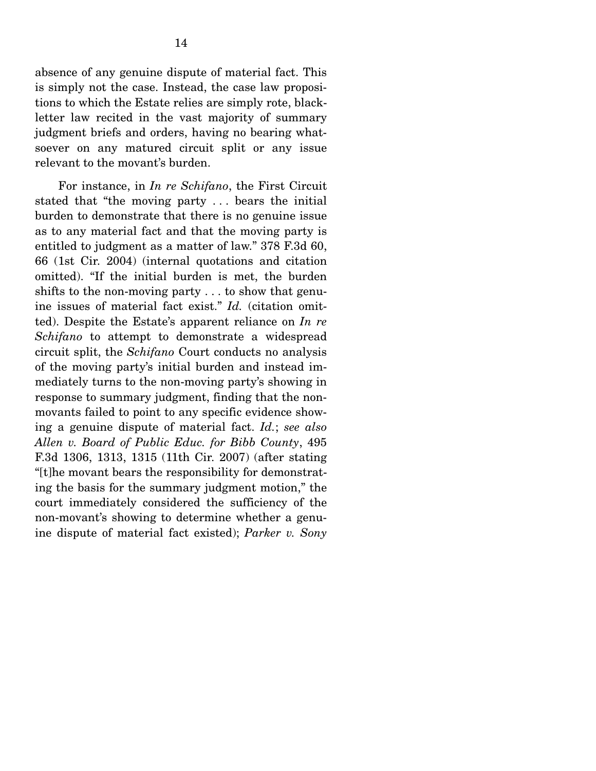absence of any genuine dispute of material fact. This is simply not the case. Instead, the case law propositions to which the Estate relies are simply rote, black-letter law recited in the vast majority of summary judgment briefs and orders, having no bearing whatsoever on any matured circuit split or any issue relevant to the movant's burden.

For instance, in *In re Schifano*, the First Circuit stated that "the moving party . . . bears the initial burden to demonstrate that there is no genuine issue as to any material fact and that the moving party is entitled to judgment as a matter of law." 378 F.3d 60, 66 (1st Cir. 2004) (internal quotations and citation omitted). "If the initial burden is met, the burden shifts to the non-moving party . . . to show that genuine issues of material fact exist." *Id.* (citation omitted). Despite the Estate's apparent reliance on *In re Schifano* to attempt to demonstrate a widespread circuit split, the *Schifano* Court conducts no analysis of the moving party's initial burden and instead immediately turns to the non-moving party's showing in response to summary judgment, finding that the non-movants failed to point to any specific evidence showing a genuine dispute of material fact. *Id.*; *see also Allen v. Board of Public Educ. for Bibb County*, 495 F.3d 1306, 1313, 1315 (11th Cir. 2007) (after stating "[t]he movant bears the responsibility for demonstrating the basis for the summary judgment motion," the court immediately considered the sufficiency of the non-movant's showing to determine whether a genuine dispute of material fact existed); *Parker v. Sony*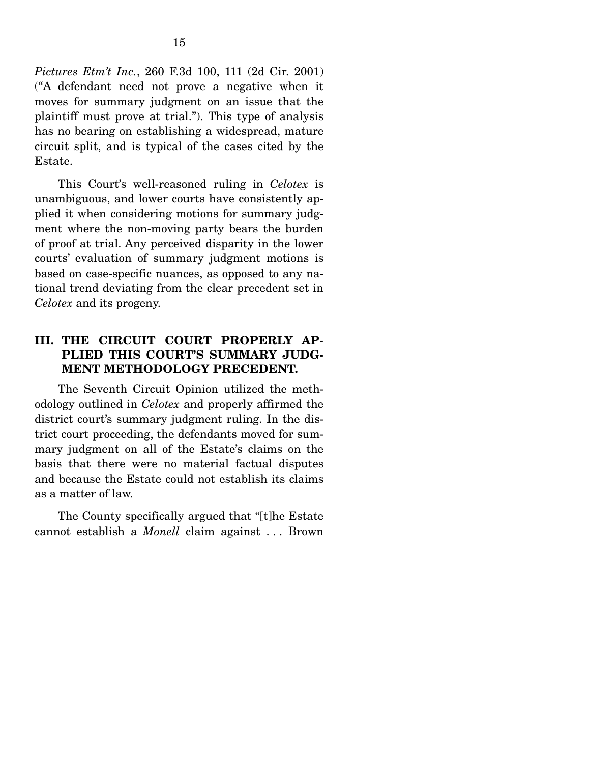*Pictures Etm't Inc.*, 260 F.3d 100, 111 (2d Cir. 2001) ("A defendant need not prove a negative when it moves for summary judgment on an issue that the plaintiff must prove at trial."). This type of analysis has no bearing on establishing a widespread, mature circuit split, and is typical of the cases cited by the Estate.

This Court's well-reasoned ruling in *Celotex* is unambiguous, and lower courts have consistently applied it when considering motions for summary judgment where the non-moving party bears the burden of proof at trial. Any perceived disparity in the lower courts' evaluation of summary judgment motions is based on case-specific nuances, as opposed to any national trend deviating from the clear precedent set in *Celotex* and its progeny.

## III. THE CIRCUIT COURT PROPERLY APPLIED THIS COURT'S SUMMARY JUDGMENT METHODOLOGY PRECEDENT.

The Seventh Circuit Opinion utilized the methodology outlined in *Celotex* and properly affirmed the district court's summary judgment ruling. In the district court proceeding, the defendants moved for summary judgment on all of the Estate's claims on the basis that there were no material factual disputes and because the Estate could not establish its claims as a matter of law.

The County specifically argued that "[t]he Estate cannot establish a *Monell* claim against . . . Brown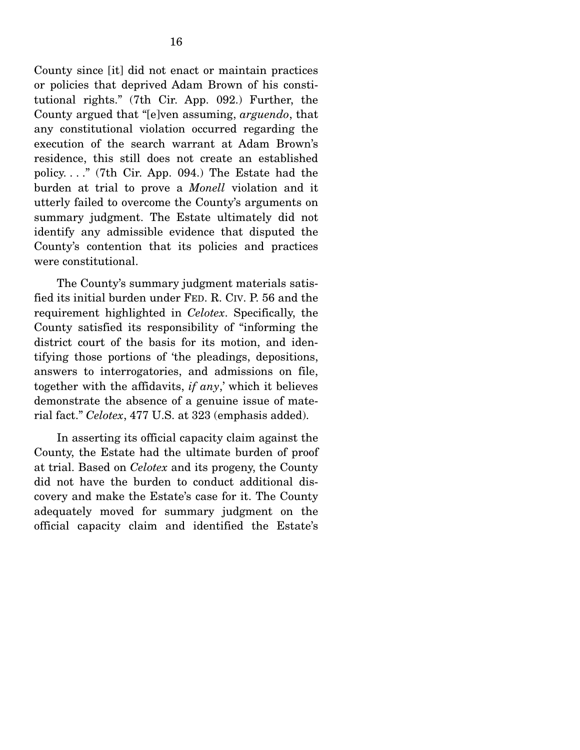County since [it] did not enact or maintain practices or policies that deprived Adam Brown of his constitutional rights." (7th Cir. App. 092.) Further, the County argued that "[e]ven assuming, *arguendo*, that any constitutional violation occurred regarding the execution of the search warrant at Adam Brown's residence, this still does not create an established policy. . . ." (7th Cir. App. 094.) The Estate had the burden at trial to prove a *Monell* violation and it utterly failed to overcome the County's arguments on summary judgment. The Estate ultimately did not identify any admissible evidence that disputed the County's contention that its policies and practices were constitutional.

The County's summary judgment materials satisfied its initial burden under FED. R. CIV. P. 56 and the requirement highlighted in *Celotex*. Specifically, the County satisfied its responsibility of "informing the district court of the basis for its motion, and identifying those portions of 'the pleadings, depositions, answers to interrogatories, and admissions on file, together with the affidavits, *if any*,' which it believes demonstrate the absence of a genuine issue of material fact." *Celotex*, 477 U.S. at 323 (emphasis added).

In asserting its official capacity claim against the County, the Estate had the ultimate burden of proof at trial. Based on *Celotex* and its progeny, the County did not have the burden to conduct additional discovery and make the Estate's case for it. The County adequately moved for summary judgment on the official capacity claim and identified the Estate's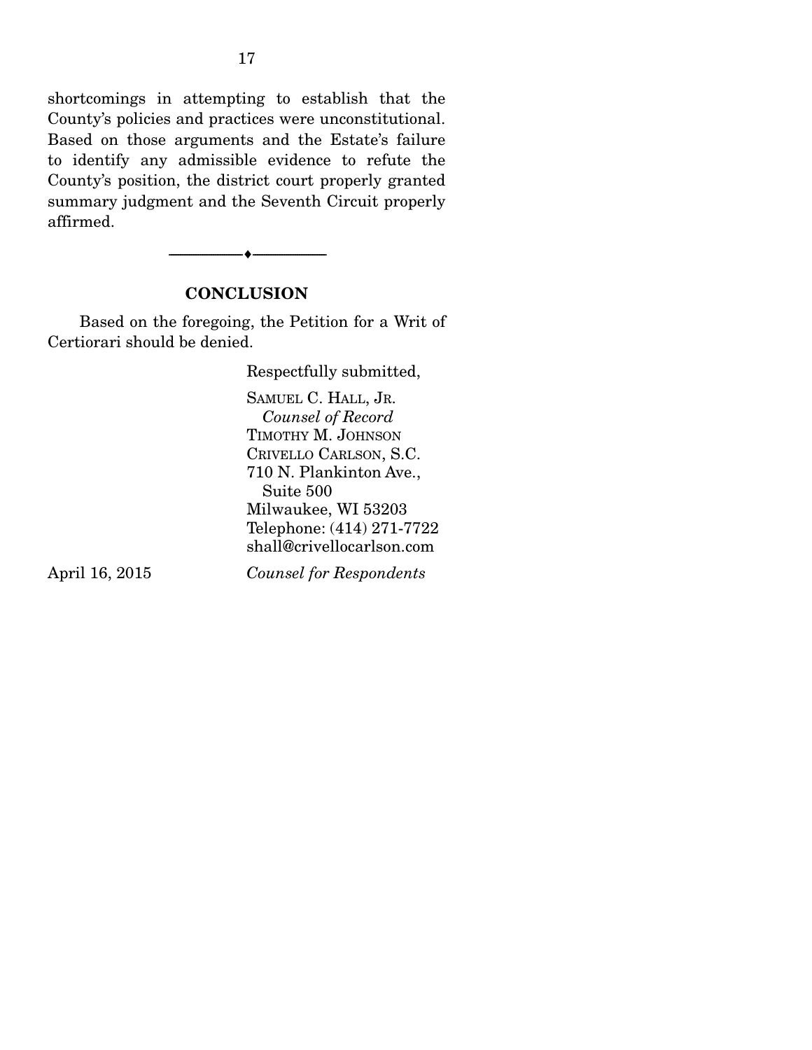shortcomings in attempting to establish that the County's policies and practices were unconstitutional. Based on those arguments and the Estate's failure to identify any admissible evidence to refute the County's position, the district court properly granted summary judgment and the Seventh Circuit properly affirmed.

---

## CONCLUSION

Based on the foregoing, the Petition for a Writ of Certiorari should be denied.

Respectfully submitted,

SAMUEL C. HALL, JR.
*Counsel of Record*
TIMOTHY M. JOHNSON
CRIVELLO CARLSON, S.C.
710 N. Plankinton Ave.,
Suite 500
Milwaukee, WI 53203
Telephone: (414) 271-7722
shall@crivellocarlson.com

April 16, 2015

*Counsel for Respondents*